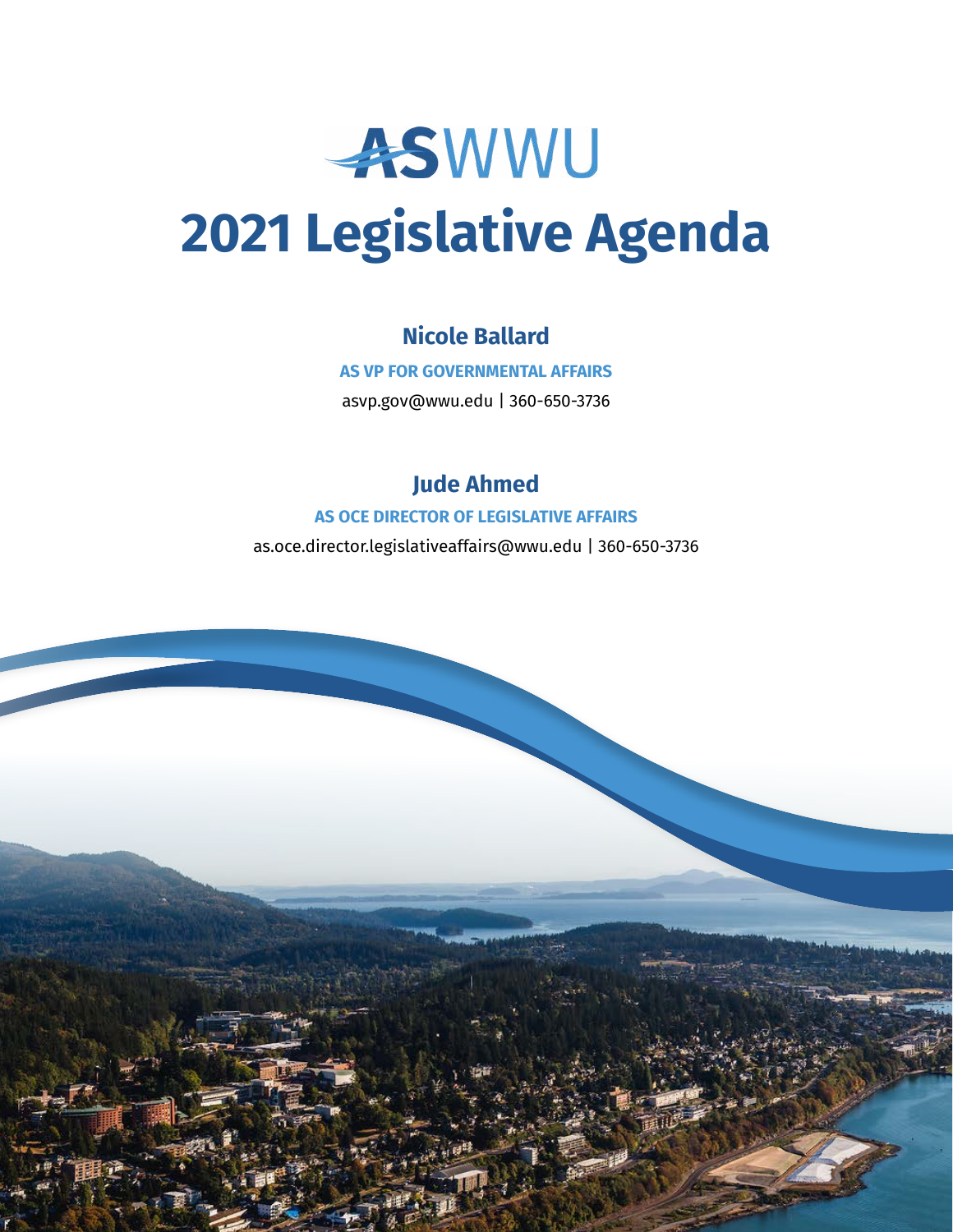# ASWWU

# 2021 Legislative Agenda

**Nicole Ballard**

**AS VP FOR GOVERNMENTAL AFFAIRS**

asvp.gov@wwu.edu | 360-650-3736

**Jude Ahmed**

**AS OCE DIRECTOR OF LEGISLATIVE AFFAIRS**

as.oce.director.legislativeaffairs@wwu.edu | 360-650-3736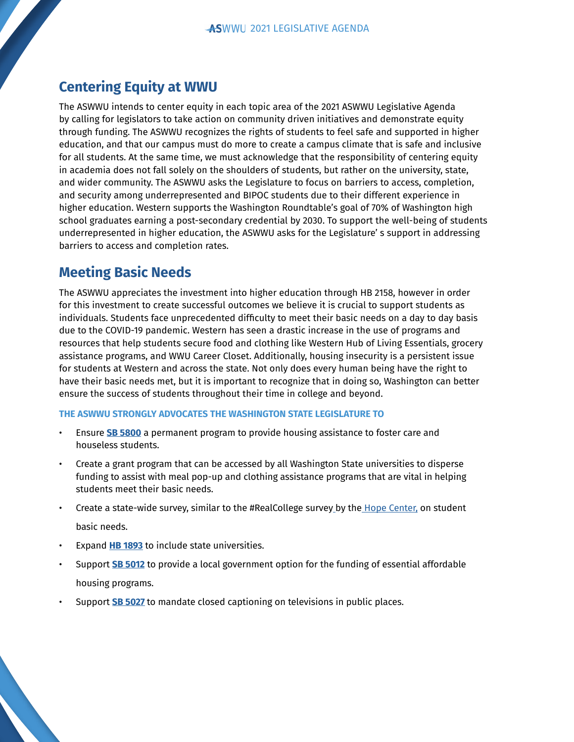## Centering Equity at WWU

The ASWWU intends to center equity in each topic area of the 2021 ASWWU Legislative Agenda by calling for legislators to take action on community driven initiatives and demonstrate equity through funding. The ASWWU recognizes the rights of students to feel safe and supported in higher education, and that our campus must do more to create a campus climate that is safe and inclusive for all students. At the same time, we must acknowledge that the responsibility of centering equity in academia does not fall solely on the shoulders of students, but rather on the university, state, and wider community. The ASWWU asks the Legislature to focus on barriers to access, completion, and security among underrepresented and BIPOC students due to their different experience in higher education. Western supports the Washington Roundtable's goal of 70% of Washington high school graduates earning a post-secondary credential by 2030. To support the well-being of students underrepresented in higher education, the ASWWU asks for the Legislature' s support in addressing barriers to access and completion rates.

## Meeting Basic Needs

The ASWWU appreciates the investment into higher education through HB 2158, however in order for this investment to create successful outcomes we believe it is crucial to support students as individuals. Students face unprecedented difficulty to meet their basic needs on a day to day basis due to the COVID-19 pandemic. Western has seen a drastic increase in the use of programs and resources that help students secure food and clothing like Western Hub of Living Essentials, grocery assistance programs, and WWU Career Closet. Additionally, housing insecurity is a persistent issue for students at Western and across the state. Not only does every human being have the right to have their basic needs met, but it is important to recognize that in doing so, Washington can better ensure the success of students throughout their time in college and beyond.

**THE ASWWU STRONGLY ADVOCATES THE WASHINGTON STATE LEGISLATURE TO**

- Ensure **SB 5800** a permanent program to provide housing assistance to foster care and houseless students.
- Create a grant program that can be accessed by all Washington State universities to disperse funding to assist with meal pop-up and clothing assistance programs that are vital in helping students meet their basic needs.
- Create a state-wide survey, similar to the #RealCollege survey by the Hope Center, on student basic needs.
- Expand **HB 1893** to include state universities.
- Support **SB 5012** to provide a local government option for the funding of essential affordable housing programs.
- Support **SB 5027** to mandate closed captioning on televisions in public places.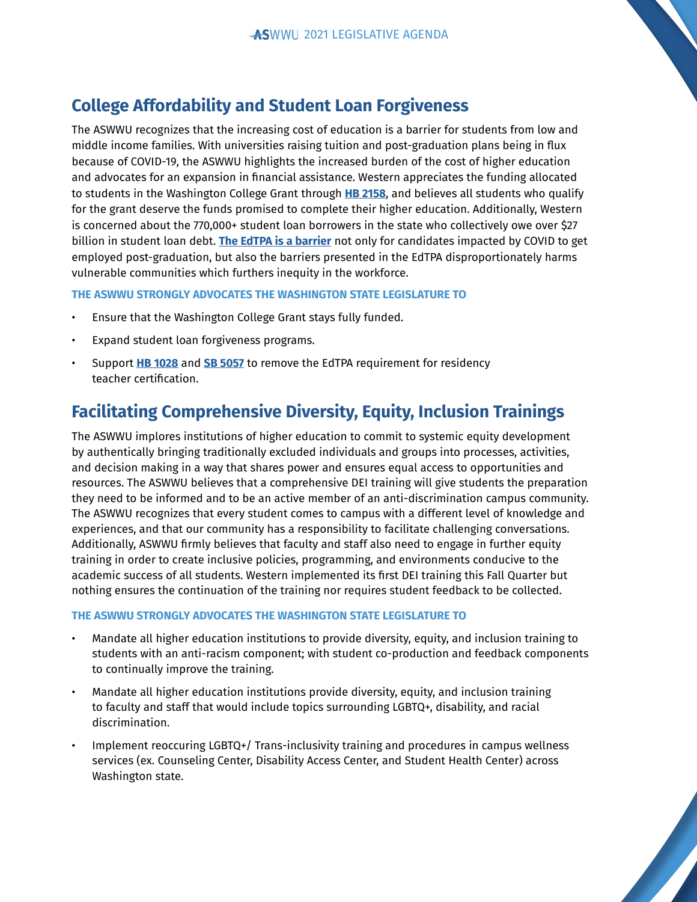## College Affordability and Student Loan Forgiveness

The ASWWU recognizes that the increasing cost of education is a barrier for students from low and middle income families. With universities raising tuition and post-graduation plans being in flux because of COVID-19, the ASWWU highlights the increased burden of the cost of higher education and advocates for an expansion in financial assistance. Western appreciates the funding allocated to students in the Washington College Grant through **HB 2158**, and believes all students who qualify for the grant deserve the funds promised to complete their higher education. Additionally, Western is concerned about the 770,000+ student loan borrowers in the state who collectively owe over $27 billion in student loan debt. **The EdTPA is a barrier** not only for candidates impacted by COVID to get employed post-graduation, but also the barriers presented in the EdTPA disproportionately harms vulnerable communities which furthers inequity in the workforce.

**THE ASWWU STRONGLY ADVOCATES THE WASHINGTON STATE LEGISLATURE TO**

- Ensure that the Washington College Grant stays fully funded.
- Expand student loan forgiveness programs.
- Support **HB 1028** and **SB 5057** to remove the EdTPA requirement for residency teacher certification.

## Facilitating Comprehensive Diversity, Equity, Inclusion Trainings

The ASWWU implores institutions of higher education to commit to systemic equity development by authentically bringing traditionally excluded individuals and groups into processes, activities, and decision making in a way that shares power and ensures equal access to opportunities and resources. The ASWWU believes that a comprehensive DEI training will give students the preparation they need to be informed and to be an active member of an anti-discrimination campus community. The ASWWU recognizes that every student comes to campus with a different level of knowledge and experiences, and that our community has a responsibility to facilitate challenging conversations. Additionally, ASWWU firmly believes that faculty and staff also need to engage in further equity training in order to create inclusive policies, programming, and environments conducive to the academic success of all students. Western implemented its first DEI training this Fall Quarter but nothing ensures the continuation of the training nor requires student feedback to be collected.

**THE ASWWU STRONGLY ADVOCATES THE WASHINGTON STATE LEGISLATURE TO**

- Mandate all higher education institutions to provide diversity, equity, and inclusion training to students with an anti-racism component; with student co-production and feedback components to continually improve the training.
- Mandate all higher education institutions provide diversity, equity, and inclusion training to faculty and staff that would include topics surrounding LGBTQ+, disability, and racial discrimination.
- Implement reoccuring LGBTQ+/ Trans-inclusivity training and procedures in campus wellness services (ex. Counseling Center, Disability Access Center, and Student Health Center) across Washington state.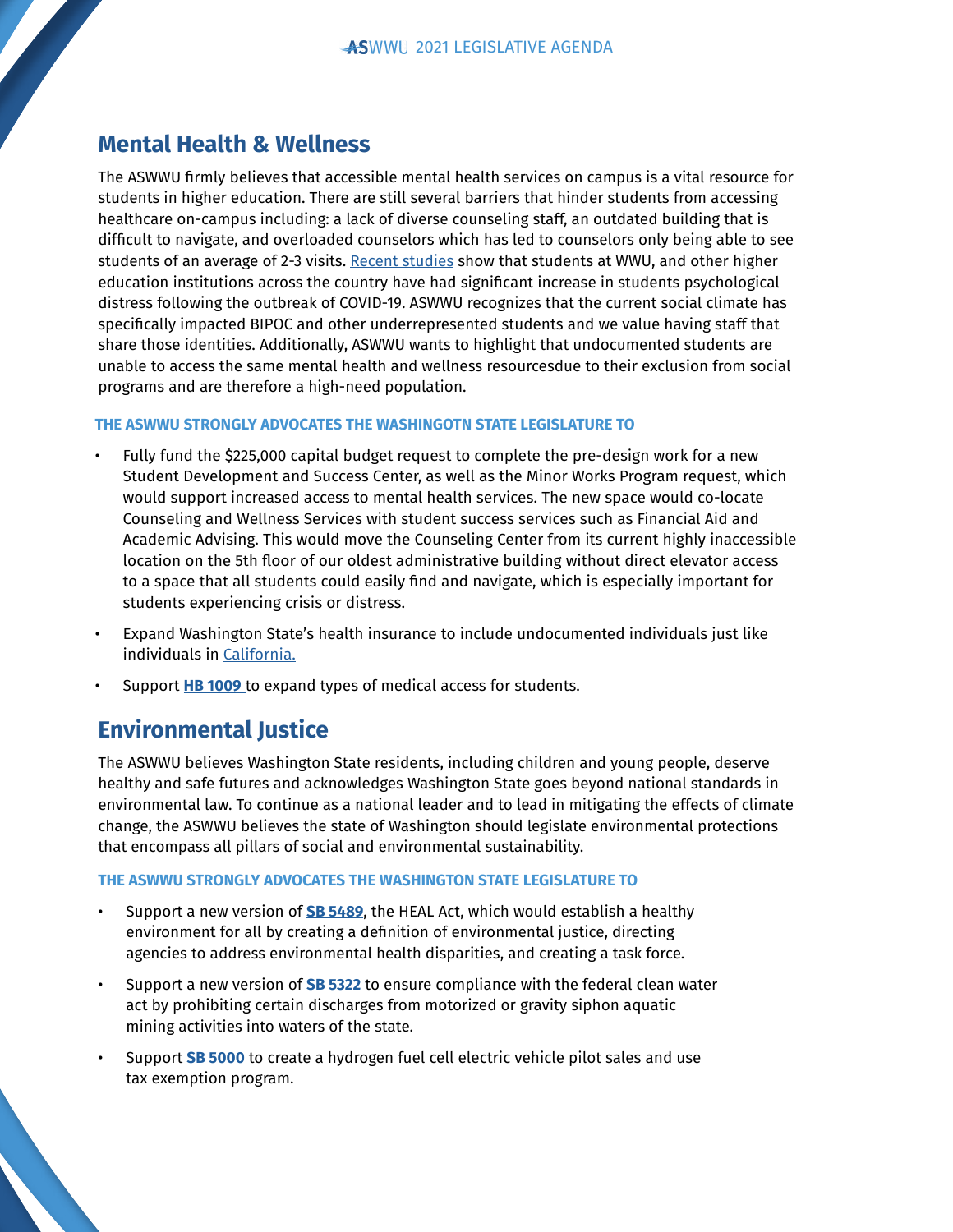## Mental Health & Wellness

The ASWWU firmly believes that accessible mental health services on campus is a vital resource for students in higher education. There are still several barriers that hinder students from accessing healthcare on-campus including: a lack of diverse counseling staff, an outdated building that is difficult to navigate, and overloaded counselors which has led to counselors only being able to see students of an average of 2-3 visits. [Recent studies]() show that students at WWU, and other higher education institutions across the country have had significant increase in students psychological distress following the outbreak of COVID-19. ASWWU recognizes that the current social climate has specifically impacted BIPOC and other underrepresented students and we value having staff that share those identities. Additionally, ASWWU wants to highlight that undocumented students are unable to access the same mental health and wellness resourcesdue to their exclusion from social programs and are therefore a high-need population.

**THE ASWWU STRONGLY ADVOCATES THE WASHINGOTN STATE LEGISLATURE TO**

- Fully fund the $225,000 capital budget request to complete the pre-design work for a new Student Development and Success Center, as well as the Minor Works Program request, which would support increased access to mental health services. The new space would co-locate Counseling and Wellness Services with student success services such as Financial Aid and Academic Advising. This would move the Counseling Center from its current highly inaccessible location on the 5th floor of our oldest administrative building without direct elevator access to a space that all students could easily find and navigate, which is especially important for students experiencing crisis or distress.
- Expand Washington State's health insurance to include undocumented individuals just like individuals in [California.]()
- Support **[HB 1009]()** to expand types of medical access for students.

## Environmental Justice

The ASWWU believes Washington State residents, including children and young people, deserve healthy and safe futures and acknowledges Washington State goes beyond national standards in environmental law. To continue as a national leader and to lead in mitigating the effects of climate change, the ASWWU believes the state of Washington should legislate environmental protections that encompass all pillars of social and environmental sustainability.

**THE ASWWU STRONGLY ADVOCATES THE WASHINGTON STATE LEGISLATURE TO**

- Support a new version of **[SB 5489]()**, the HEAL Act, which would establish a healthy environment for all by creating a definition of environmental justice, directing agencies to address environmental health disparities, and creating a task force.
- Support a new version of **[SB 5322]()** to ensure compliance with the federal clean water act by prohibiting certain discharges from motorized or gravity siphon aquatic mining activities into waters of the state.
- Support **[SB 5000]()** to create a hydrogen fuel cell electric vehicle pilot sales and use tax exemption program.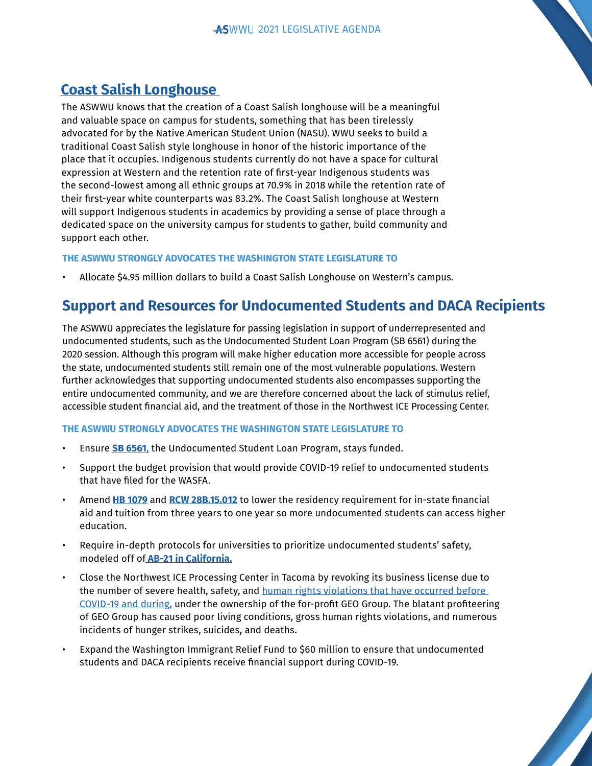## Coast Salish Longhouse

The ASWWU knows that the creation of a Coast Salish longhouse will be a meaningful and valuable space on campus for students, something that has been tirelessly advocated for by the Native American Student Union (NASU). WWU seeks to build a traditional Coast Salish style longhouse in honor of the historic importance of the place that it occupies. Indigenous students currently do not have a space for cultural expression at Western and the retention rate of first-year Indigenous students was the second-lowest among all ethnic groups at 70.9% in 2018 while the retention rate of their first-year white counterparts was 83.2%. The Coast Salish longhouse at Western will support Indigenous students in academics by providing a sense of place through a dedicated space on the university campus for students to gather, build community and support each other.

**THE ASWWU STRONGLY ADVOCATES THE WASHINGTON STATE LEGISLATURE TO**

- Allocate $4.95 million dollars to build a Coast Salish Longhouse on Western's campus.

## Support and Resources for Undocumented Students and DACA Recipients

The ASWWU appreciates the legislature for passing legislation in support of underrepresented and undocumented students, such as the Undocumented Student Loan Program (SB 6561) during the 2020 session. Although this program will make higher education more accessible for people across the state, undocumented students still remain one of the most vulnerable populations. Western further acknowledges that supporting undocumented students also encompasses supporting the entire undocumented community, and we are therefore concerned about the lack of stimulus relief, accessible student financial aid, and the treatment of those in the Northwest ICE Processing Center.

**THE ASWWU STRONGLY ADVOCATES THE WASHINGTON STATE LEGISLATURE TO**

- Ensure **SB 6561**, the Undocumented Student Loan Program, stays funded.
- Support the budget provision that would provide COVID-19 relief to undocumented students that have filed for the WASFA.
- Amend **HB 1079** and **RCW 28B.15.012** to lower the residency requirement for in-state financial aid and tuition from three years to one year so more undocumented students can access higher education.
- Require in-depth protocols for universities to prioritize undocumented students' safety, modeled off of **AB-21 in California.**
- Close the Northwest ICE Processing Center in Tacoma by revoking its business license due to the number of severe health, safety, and human rights violations that have occurred before COVID-19 and during, under the ownership of the for-profit GEO Group. The blatant profiteering of GEO Group has caused poor living conditions, gross human rights violations, and numerous incidents of hunger strikes, suicides, and deaths.
- Expand the Washington Immigrant Relief Fund to $60 million to ensure that undocumented students and DACA recipients receive financial support during COVID-19.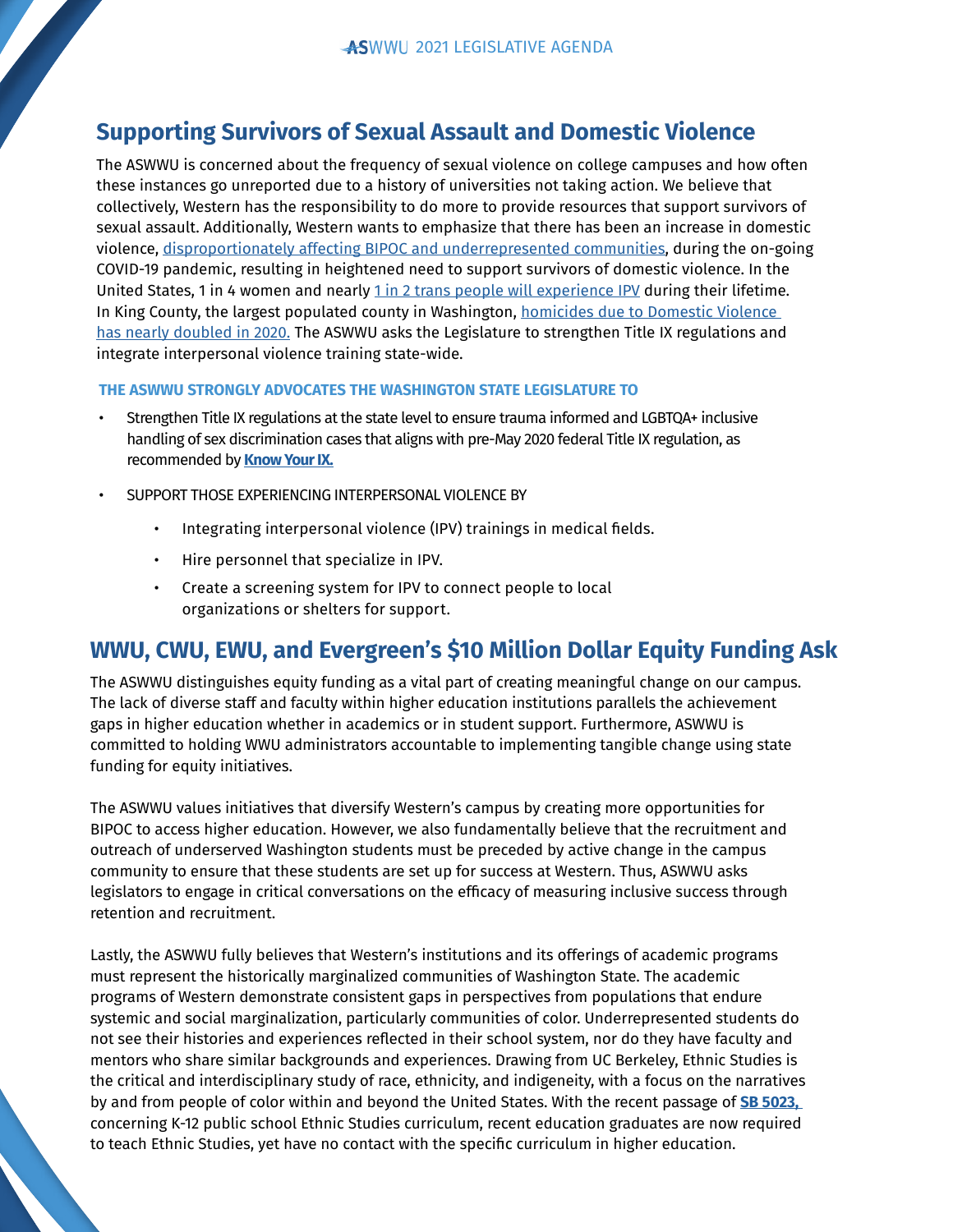## Supporting Survivors of Sexual Assault and Domestic Violence

The ASWWU is concerned about the frequency of sexual violence on college campuses and how often these instances go unreported due to a history of universities not taking action. We believe that collectively, Western has the responsibility to do more to provide resources that support survivors of sexual assault. Additionally, Western wants to emphasize that there has been an increase in domestic violence, disproportionately affecting BIPOC and underrepresented communities, during the on-going COVID-19 pandemic, resulting in heightened need to support survivors of domestic violence. In the United States, 1 in 4 women and nearly 1 in 2 trans people will experience IPV during their lifetime. In King County, the largest populated county in Washington, homicides due to Domestic Violence has nearly doubled in 2020. The ASWWU asks the Legislature to strengthen Title IX regulations and integrate interpersonal violence training state-wide.

**THE ASWWU STRONGLY ADVOCATES THE WASHINGTON STATE LEGISLATURE TO**

- Strengthen Title IX regulations at the state level to ensure trauma informed and LGBTQA+ inclusive handling of sex discrimination cases that aligns with pre-May 2020 federal Title IX regulation, as recommended by **Know Your IX.**
- SUPPORT THOSE EXPERIENCING INTERPERSONAL VIOLENCE BY
  - Integrating interpersonal violence (IPV) trainings in medical fields.
  - Hire personnel that specialize in IPV.
  - Create a screening system for IPV to connect people to local organizations or shelters for support.

## WWU, CWU, EWU, and Evergreen's $10 Million Dollar Equity Funding Ask

The ASWWU distinguishes equity funding as a vital part of creating meaningful change on our campus. The lack of diverse staff and faculty within higher education institutions parallels the achievement gaps in higher education whether in academics or in student support. Furthermore, ASWWU is committed to holding WWU administrators accountable to implementing tangible change using state funding for equity initiatives.

The ASWWU values initiatives that diversify Western's campus by creating more opportunities for BIPOC to access higher education. However, we also fundamentally believe that the recruitment and outreach of underserved Washington students must be preceded by active change in the campus community to ensure that these students are set up for success at Western. Thus, ASWWU asks legislators to engage in critical conversations on the efficacy of measuring inclusive success through retention and recruitment.

Lastly, the ASWWU fully believes that Western's institutions and its offerings of academic programs must represent the historically marginalized communities of Washington State. The academic programs of Western demonstrate consistent gaps in perspectives from populations that endure systemic and social marginalization, particularly communities of color. Underrepresented students do not see their histories and experiences reflected in their school system, nor do they have faculty and mentors who share similar backgrounds and experiences. Drawing from UC Berkeley, Ethnic Studies is the critical and interdisciplinary study of race, ethnicity, and indigeneity, with a focus on the narratives by and from people of color within and beyond the United States. With the recent passage of **SB 5023,** concerning K-12 public school Ethnic Studies curriculum, recent education graduates are now required to teach Ethnic Studies, yet have no contact with the specific curriculum in higher education.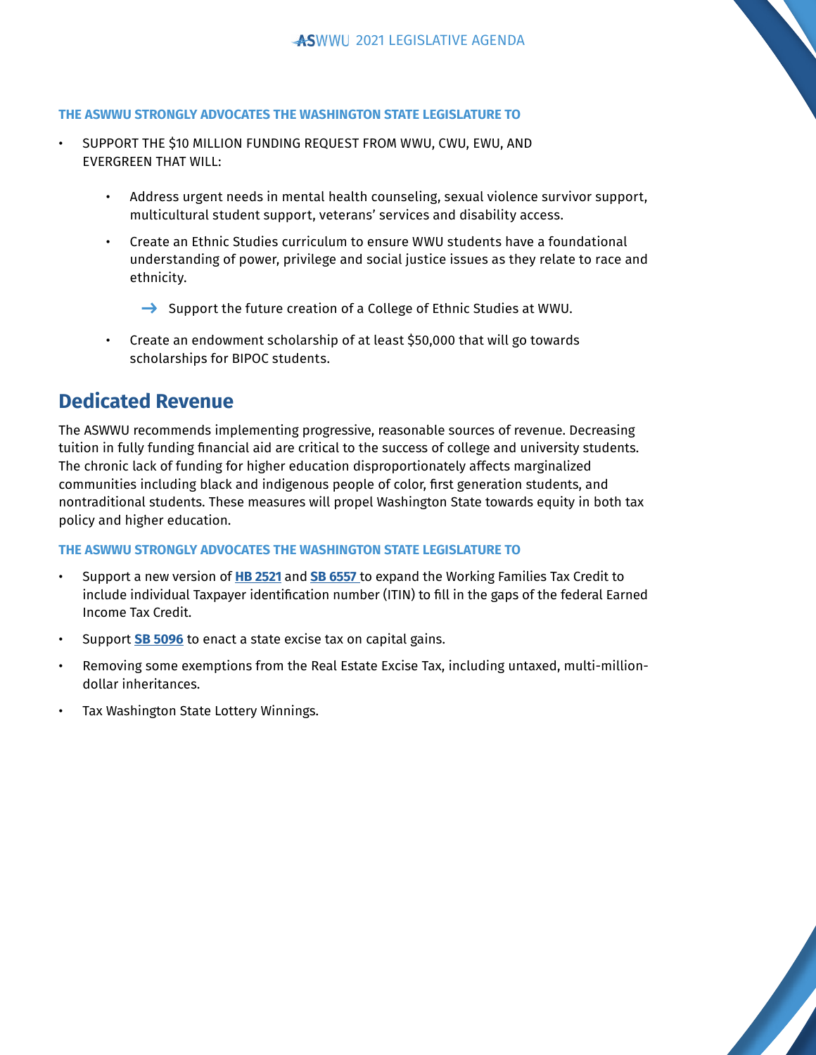**THE ASWWU STRONGLY ADVOCATES THE WASHINGTON STATE LEGISLATURE TO**

- SUPPORT THE $10 MILLION FUNDING REQUEST FROM WWU, CWU, EWU, AND EVERGREEN THAT WILL:
  - Address urgent needs in mental health counseling, sexual violence survivor support, multicultural student support, veterans' services and disability access.
  - Create an Ethnic Studies curriculum to ensure WWU students have a foundational understanding of power, privilege and social justice issues as they relate to race and ethnicity.
    - → Support the future creation of a College of Ethnic Studies at WWU.
  - Create an endowment scholarship of at least $50,000 that will go towards scholarships for BIPOC students.

## Dedicated Revenue

The ASWWU recommends implementing progressive, reasonable sources of revenue. Decreasing tuition in fully funding financial aid are critical to the success of college and university students. The chronic lack of funding for higher education disproportionately affects marginalized communities including black and indigenous people of color, first generation students, and nontraditional students. These measures will propel Washington State towards equity in both tax policy and higher education.

**THE ASWWU STRONGLY ADVOCATES THE WASHINGTON STATE LEGISLATURE TO**

- Support a new version of **HB 2521** and **SB 6557** to expand the Working Families Tax Credit to include individual Taxpayer identification number (ITIN) to fill in the gaps of the federal Earned Income Tax Credit.
- Support **SB 5096** to enact a state excise tax on capital gains.
- Removing some exemptions from the Real Estate Excise Tax, including untaxed, multi-million-dollar inheritances.
- Tax Washington State Lottery Winnings.